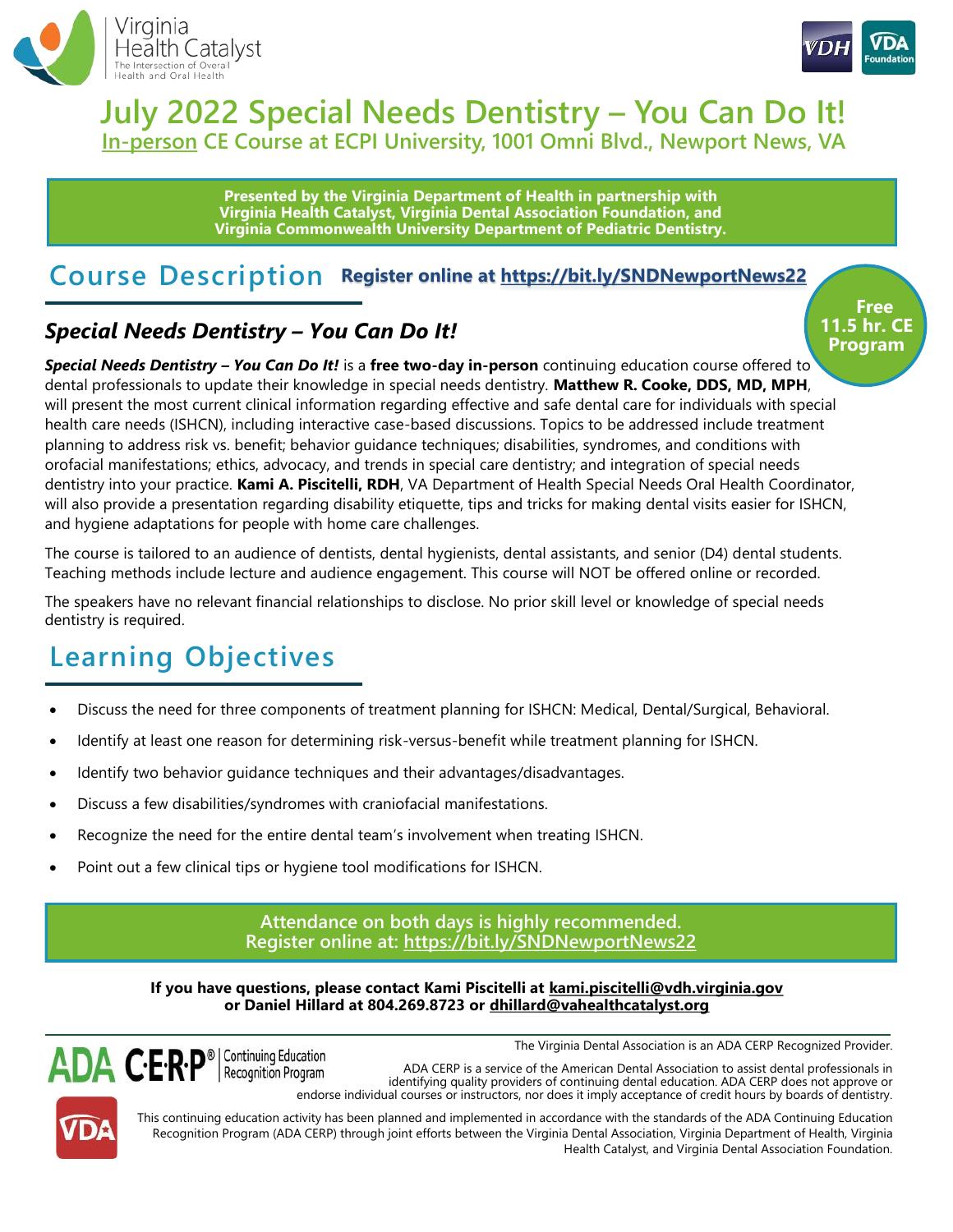Virginia Health Catalyst
The Intersection of Overall Health and Oral Health

# July 2022 Special Needs Dentistry – You Can Do It!

## In-person CE Course at ECPI University, 1001 Omni Blvd., Newport News, VA

**Presented by the Virginia Department of Health in partnership with Virginia Health Catalyst, Virginia Dental Association Foundation, and Virginia Commonwealth University Department of Pediatric Dentistry.**

## Course Description

**Register online at https://bit.ly/SNDNewportNews22**

**Free 11.5 hr. CE Program**

### *Special Needs Dentistry – You Can Do It!*

***Special Needs Dentistry – You Can Do It!*** is a **free two-day in-person** continuing education course offered to dental professionals to update their knowledge in special needs dentistry. **Matthew R. Cooke, DDS, MD, MPH**, will present the most current clinical information regarding effective and safe dental care for individuals with special health care needs (ISHCN), including interactive case-based discussions. Topics to be addressed include treatment planning to address risk vs. benefit; behavior guidance techniques; disabilities, syndromes, and conditions with orofacial manifestations; ethics, advocacy, and trends in special care dentistry; and integration of special needs dentistry into your practice. **Kami A. Piscitelli, RDH**, VA Department of Health Special Needs Oral Health Coordinator, will also provide a presentation regarding disability etiquette, tips and tricks for making dental visits easier for ISHCN, and hygiene adaptations for people with home care challenges.

The course is tailored to an audience of dentists, dental hygienists, dental assistants, and senior (D4) dental students. Teaching methods include lecture and audience engagement. This course will NOT be offered online or recorded.

The speakers have no relevant financial relationships to disclose. No prior skill level or knowledge of special needs dentistry is required.

## Learning Objectives

- Discuss the need for three components of treatment planning for ISHCN: Medical, Dental/Surgical, Behavioral.
- Identify at least one reason for determining risk-versus-benefit while treatment planning for ISHCN.
- Identify two behavior guidance techniques and their advantages/disadvantages.
- Discuss a few disabilities/syndromes with craniofacial manifestations.
- Recognize the need for the entire dental team's involvement when treating ISHCN.
- Point out a few clinical tips or hygiene tool modifications for ISHCN.

**Attendance on both days is highly recommended.**
**Register online at: https://bit.ly/SNDNewportNews22**

**If you have questions, please contact Kami Piscitelli at kami.piscitelli@vdh.virginia.gov or Daniel Hillard at 804.269.8723 or dhillard@vahealthcatalyst.org**

ADA C·E·R·P® | Continuing Education Recognition Program

The Virginia Dental Association is an ADA CERP Recognized Provider.

ADA CERP is a service of the American Dental Association to assist dental professionals in identifying quality providers of continuing dental education. ADA CERP does not approve or endorse individual courses or instructors, nor does it imply acceptance of credit hours by boards of dentistry.

This continuing education activity has been planned and implemented in accordance with the standards of the ADA Continuing Education Recognition Program (ADA CERP) through joint efforts between the Virginia Dental Association, Virginia Department of Health, Virginia Health Catalyst, and Virginia Dental Association Foundation.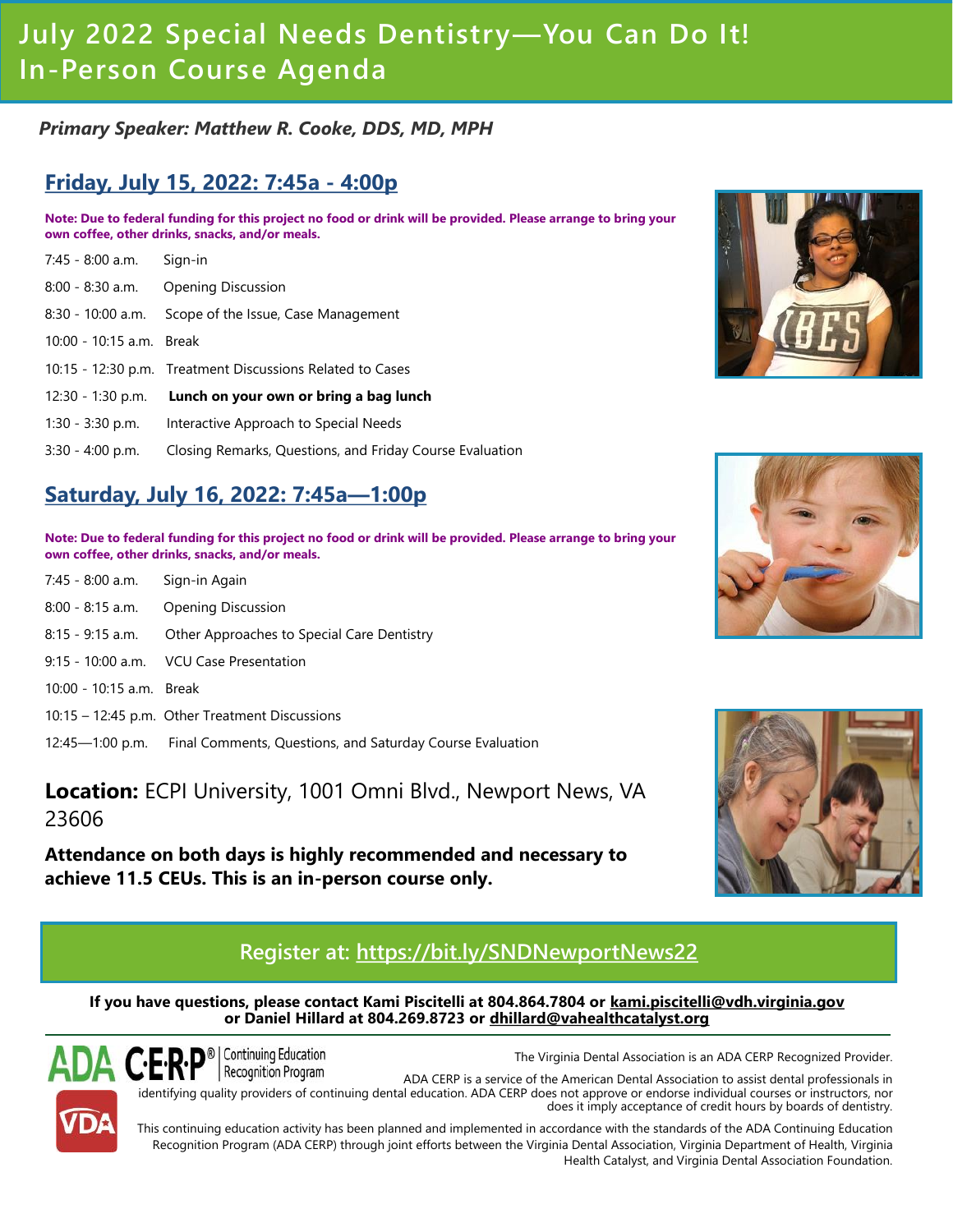# July 2022 Special Needs Dentistry—You Can Do It! In-Person Course Agenda

***Primary Speaker: Matthew R. Cooke, DDS, MD, MPH***

## Friday, July 15, 2022: 7:45a - 4:00p

**Note: Due to federal funding for this project no food or drink will be provided. Please arrange to bring your own coffee, other drinks, snacks, and/or meals.**

| | |
|---|---|
| 7:45 - 8:00 a.m. | Sign-in |
| 8:00 - 8:30 a.m. | Opening Discussion |
| 8:30 - 10:00 a.m. | Scope of the Issue, Case Management |
| 10:00 - 10:15 a.m. | Break |
| 10:15 - 12:30 p.m. | Treatment Discussions Related to Cases |
| 12:30 - 1:30 p.m. | **Lunch on your own or bring a bag lunch** |
| 1:30 - 3:30 p.m. | Interactive Approach to Special Needs |
| 3:30 - 4:00 p.m. | Closing Remarks, Questions, and Friday Course Evaluation |

## Saturday, July 16, 2022: 7:45a—1:00p

**Note: Due to federal funding for this project no food or drink will be provided. Please arrange to bring your own coffee, other drinks, snacks, and/or meals.**

| | |
|---|---|
| 7:45 - 8:00 a.m. | Sign-in Again |
| 8:00 - 8:15 a.m. | Opening Discussion |
| 8:15 - 9:15 a.m. | Other Approaches to Special Care Dentistry |
| 9:15 - 10:00 a.m. | VCU Case Presentation |
| 10:00 - 10:15 a.m. | Break |
| 10:15 – 12:45 p.m. | Other Treatment Discussions |
| 12:45—1:00 p.m. | Final Comments, Questions, and Saturday Course Evaluation |

**Location:** ECPI University, 1001 Omni Blvd., Newport News, VA 23606

**Attendance on both days is highly recommended and necessary to achieve 11.5 CEUs. This is an in-person course only.**

## Register at: https://bit.ly/SNDNewportNews22

**If you have questions, please contact Kami Piscitelli at 804.864.7804 or kami.piscitelli@vdh.virginia.gov or Daniel Hillard at 804.269.8723 or dhillard@vahealthcatalyst.org**

ADA C·E·R·P® | Continuing Education Recognition Program

VDA

The Virginia Dental Association is an ADA CERP Recognized Provider.

ADA CERP is a service of the American Dental Association to assist dental professionals in identifying quality providers of continuing dental education. ADA CERP does not approve or endorse individual courses or instructors, nor does it imply acceptance of credit hours by boards of dentistry.

This continuing education activity has been planned and implemented in accordance with the standards of the ADA Continuing Education Recognition Program (ADA CERP) through joint efforts between the Virginia Dental Association, Virginia Department of Health, Virginia Health Catalyst, and Virginia Dental Association Foundation.